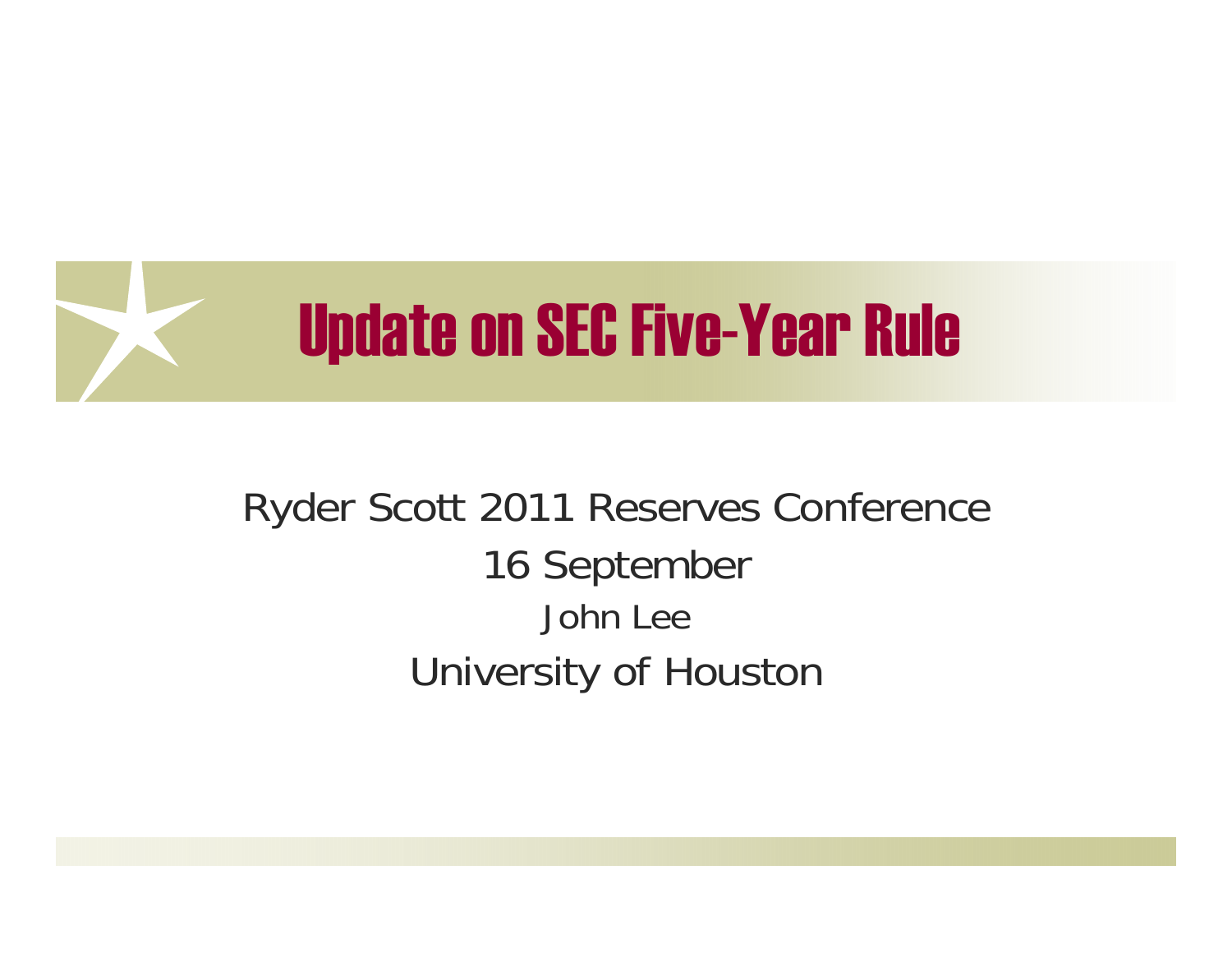# Update on SEC Five-Year Rule

Ryder Scott 2011 Reserves Conference

16 September

John Lee

University of Houston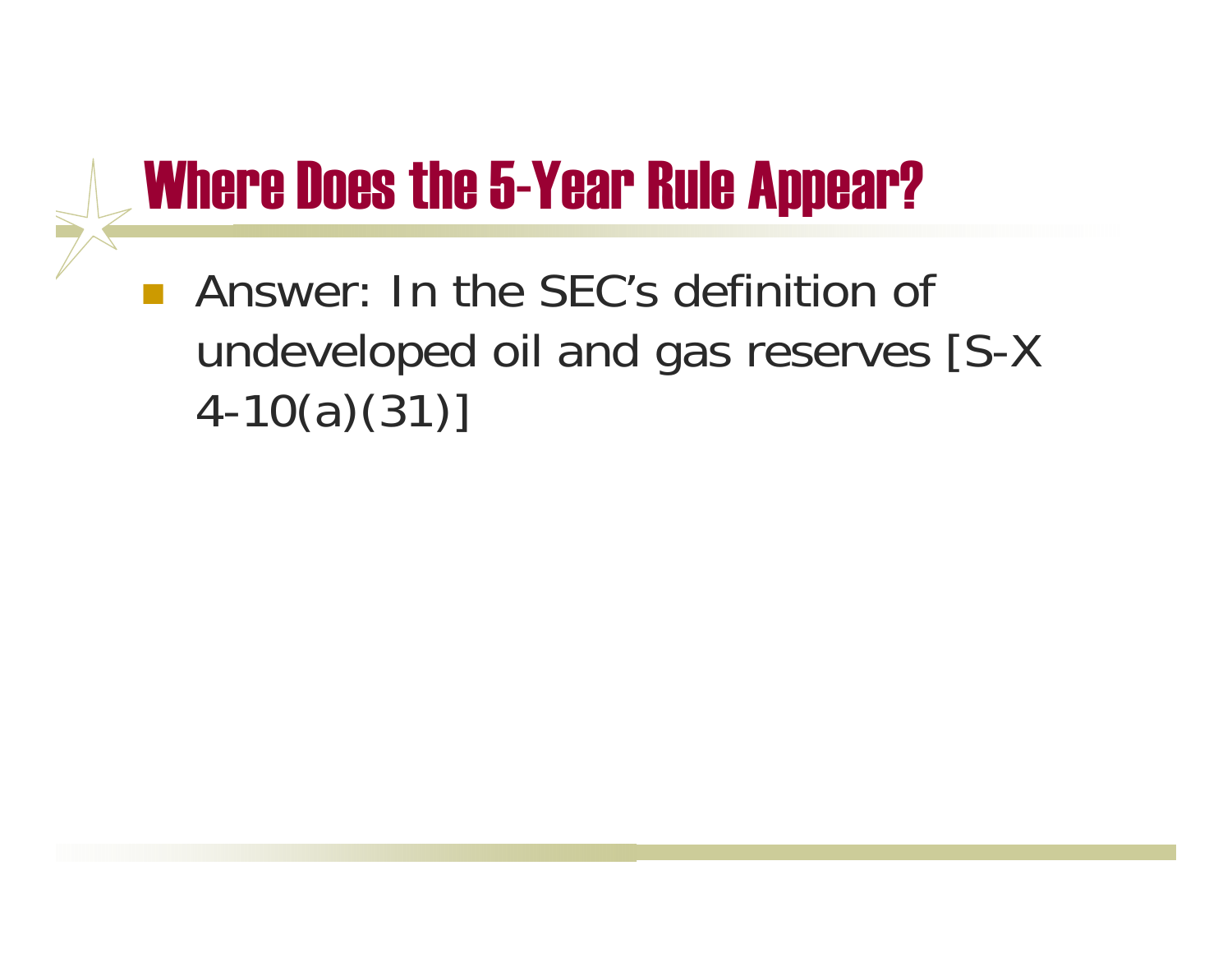# Where Does the 5-Year Rule Appear?

- Answer: In the SEC's definition of undeveloped oil and gas reserves [S-X 4-10(a)(31)]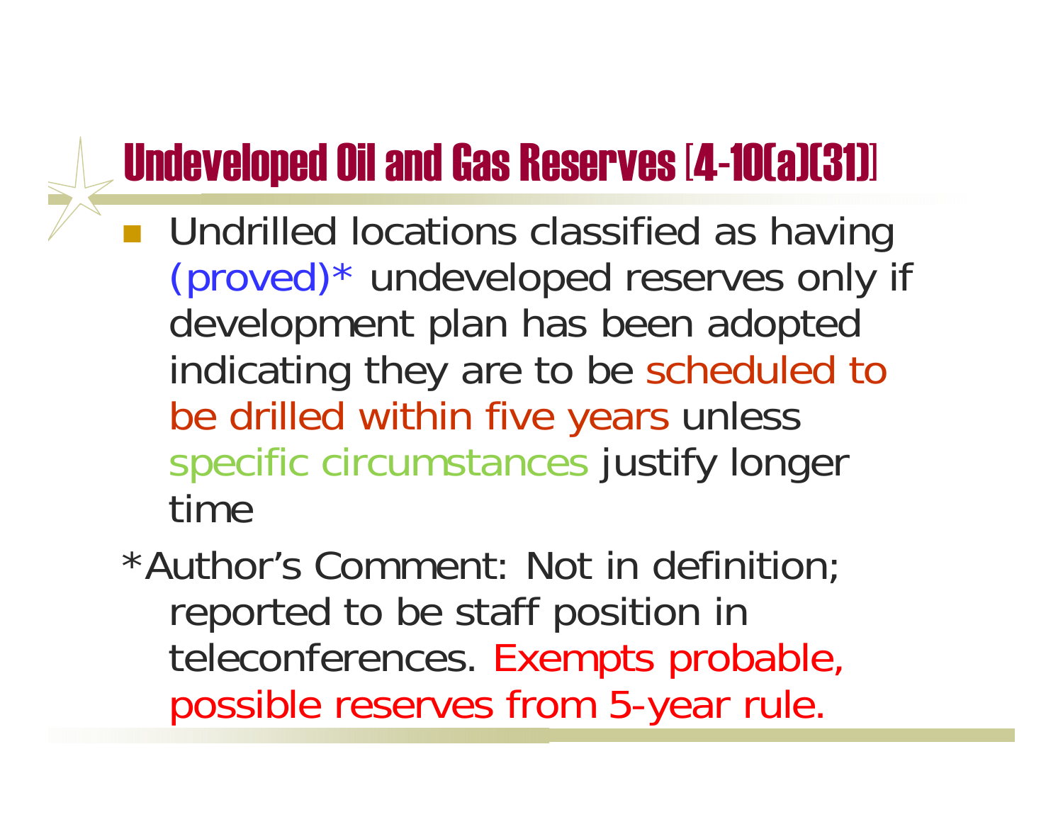# Undeveloped Oil and Gas Reserves [4-10(a)(31)]

- Undrilled locations classified as having (proved)* undeveloped reserves only if development plan has been adopted indicating they are to be scheduled to be drilled within five years unless specific circumstances justify longer time

*Author's Comment: Not in definition; reported to be staff position in teleconferences. Exempts probable, possible reserves from 5-year rule.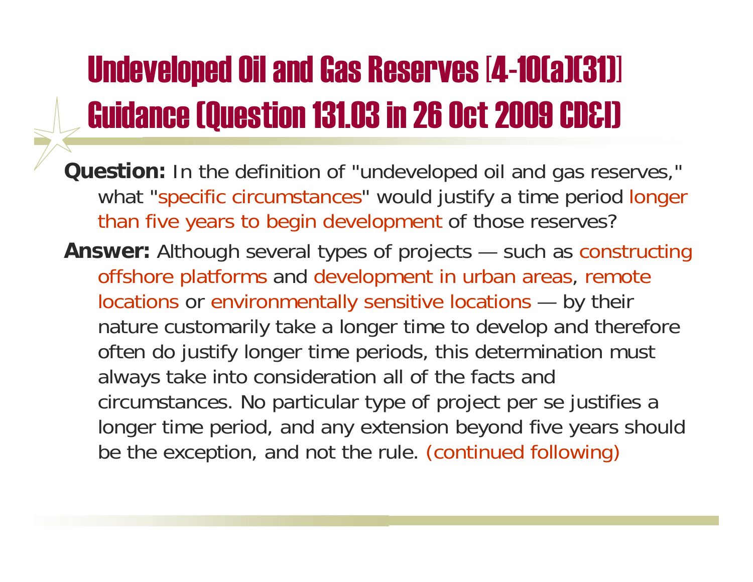# Undeveloped Oil and Gas Reserves [4-10(a)(31)] Guidance (Question 131.03 in 26 Oct 2009 CD&I)

**Question:** In the definition of "undeveloped oil and gas reserves," what "specific circumstances" would justify a time period longer than five years to begin development of those reserves?

**Answer:** Although several types of projects — such as constructing offshore platforms and development in urban areas, remote locations or environmentally sensitive locations — by their nature customarily take a longer time to develop and therefore often do justify longer time periods, this determination must always take into consideration all of the facts and circumstances. No particular type of project per se justifies a longer time period, and any extension beyond five years should be the exception, and not the rule. (continued following)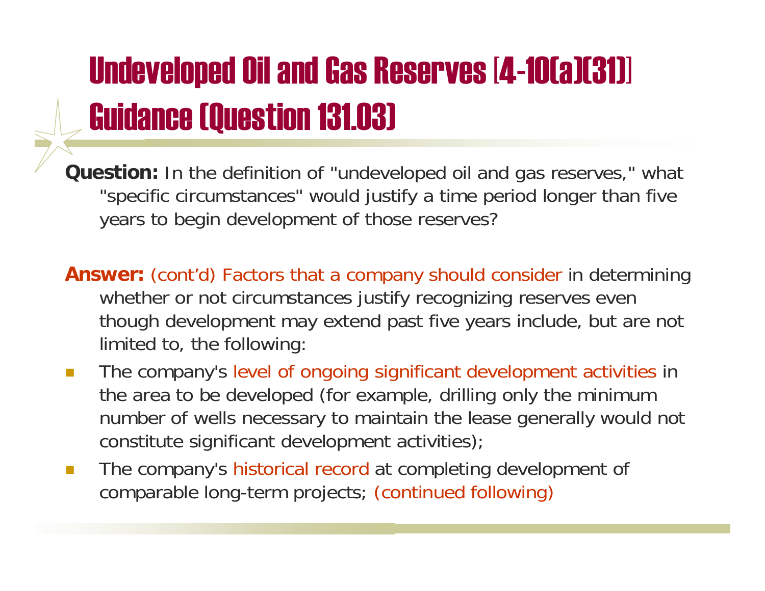# Undeveloped Oil and Gas Reserves [4-10(a)(31)] Guidance (Question 131.03)

**Question:** In the definition of "undeveloped oil and gas reserves," what "specific circumstances" would justify a time period longer than five years to begin development of those reserves?

**Answer:** (cont'd) Factors that a company should consider in determining whether or not circumstances justify recognizing reserves even though development may extend past five years include, but are not limited to, the following:

- The company's level of ongoing significant development activities in the area to be developed (for example, drilling only the minimum number of wells necessary to maintain the lease generally would not constitute significant development activities);
- The company's historical record at completing development of comparable long-term projects; (continued following)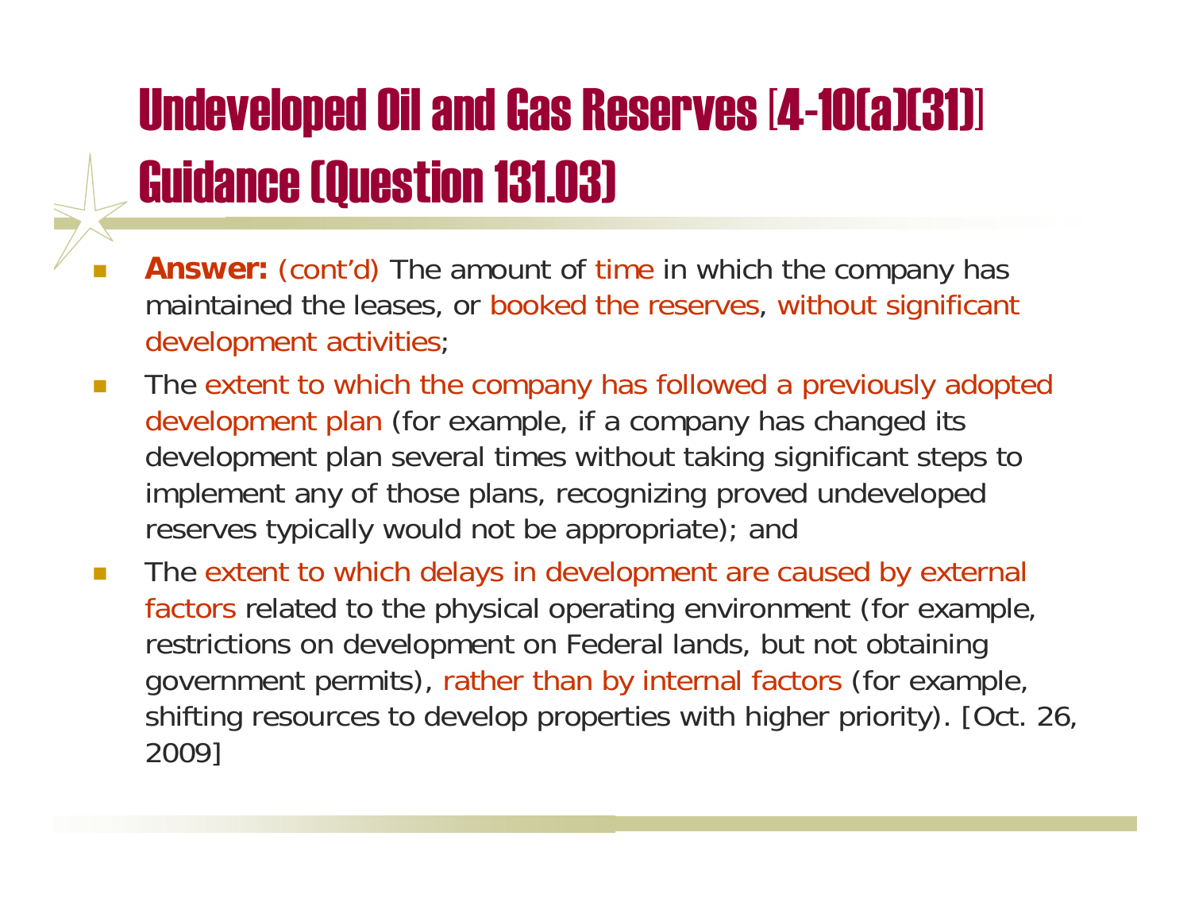# Undeveloped Oil and Gas Reserves [4-10(a)(31)] Guidance (Question 131.03)

- **Answer:** (cont'd) The amount of time in which the company has maintained the leases, or booked the reserves, without significant development activities;
- The extent to which the company has followed a previously adopted development plan (for example, if a company has changed its development plan several times without taking significant steps to implement any of those plans, recognizing proved undeveloped reserves typically would not be appropriate); and
- The extent to which delays in development are caused by external factors related to the physical operating environment (for example, restrictions on development on Federal lands, but not obtaining government permits), rather than by internal factors (for example, shifting resources to develop properties with higher priority). [Oct. 26, 2009]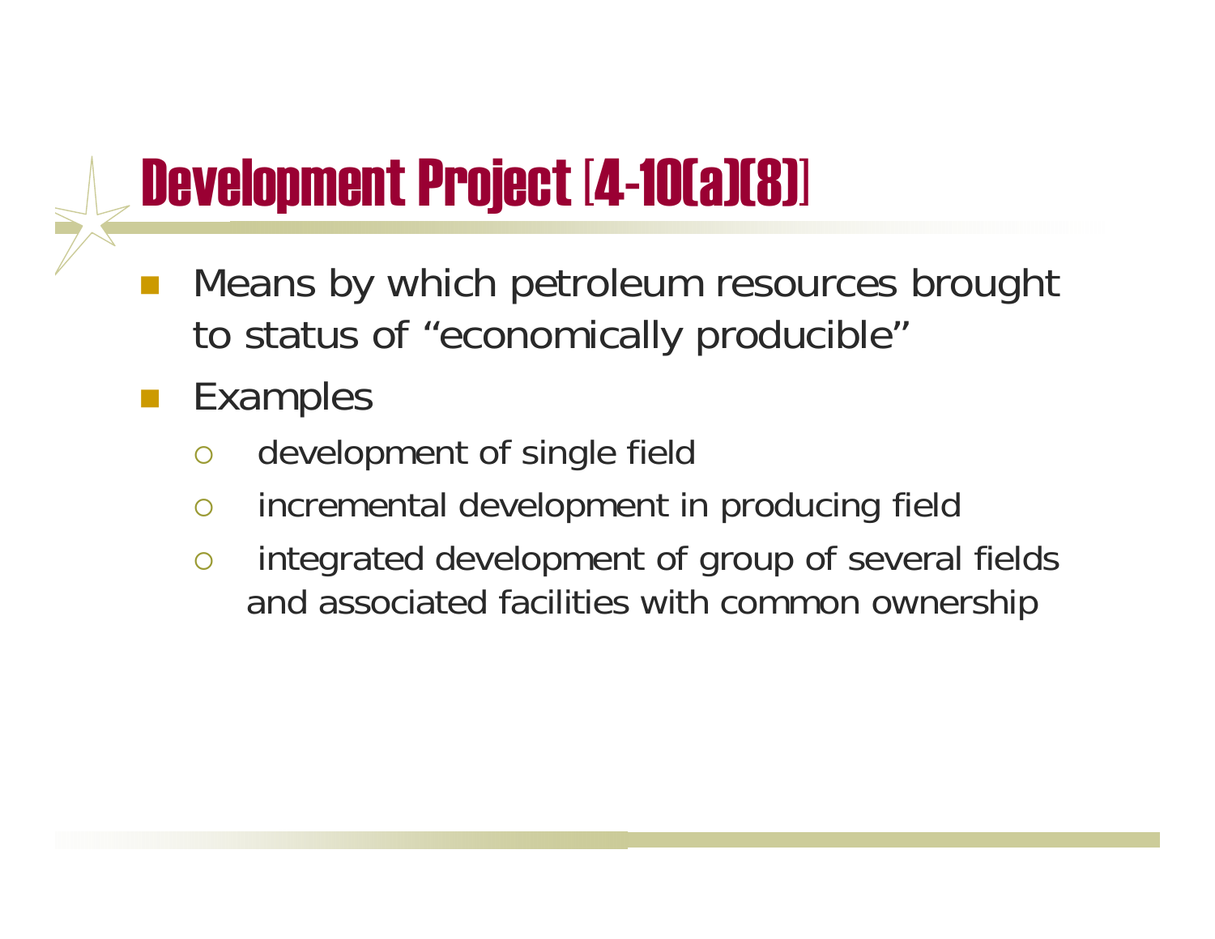# Development Project [4-10(a)(8)]

- Means by which petroleum resources brought to status of "economically producible"
- Examples
  - development of single field
  - incremental development in producing field
  - integrated development of group of several fields and associated facilities with common ownership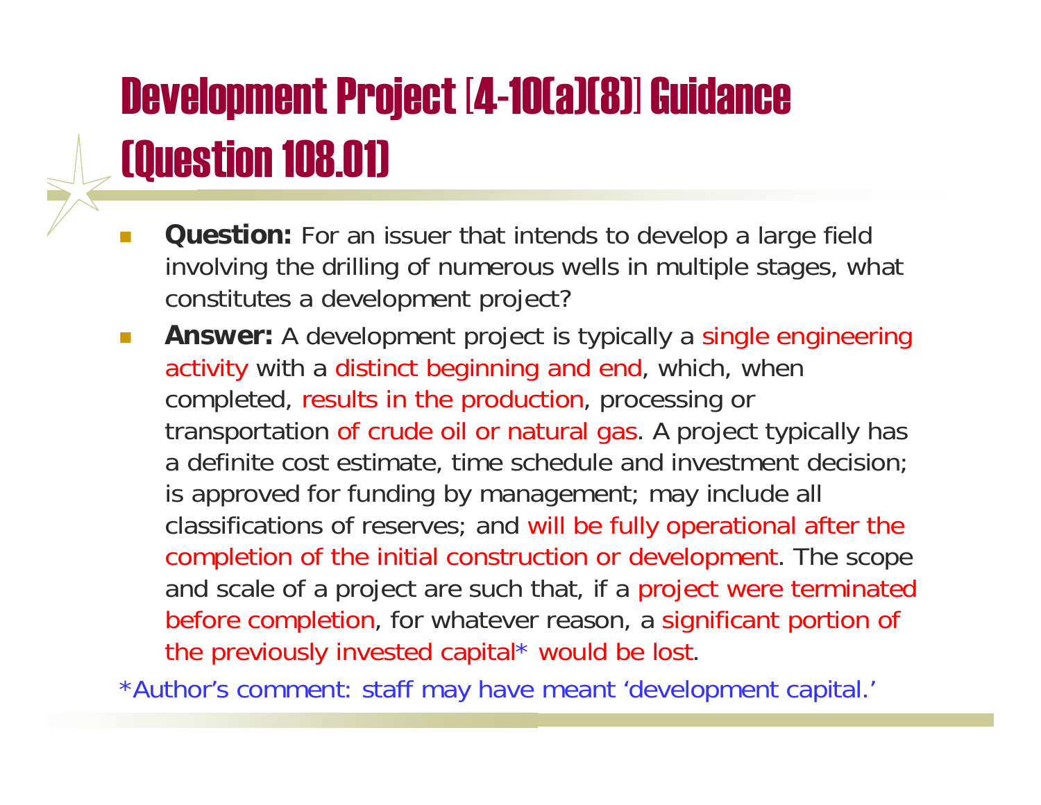# Development Project [4-10(a)(8)] Guidance (Question 108.01)

- **Question:** For an issuer that intends to develop a large field involving the drilling of numerous wells in multiple stages, what constitutes a development project?
- **Answer:** A development project is typically a single engineering activity with a distinct beginning and end, which, when completed, results in the production, processing or transportation of crude oil or natural gas. A project typically has a definite cost estimate, time schedule and investment decision; is approved for funding by management; may include all classifications of reserves; and will be fully operational after the completion of the initial construction or development. The scope and scale of a project are such that, if a project were terminated before completion, for whatever reason, a significant portion of the previously invested capital* would be lost.

*Author's comment: staff may have meant 'development capital.'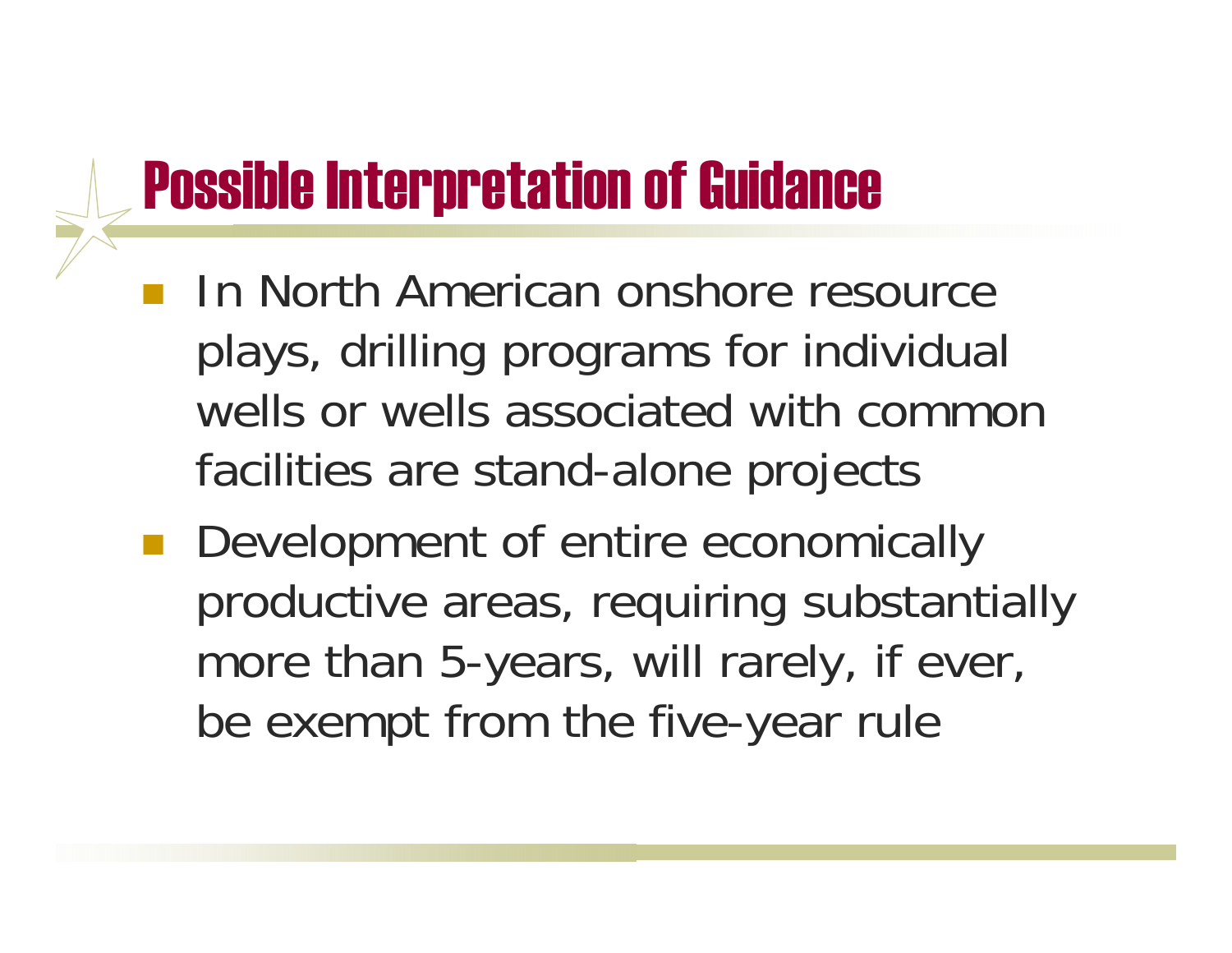# Possible Interpretation of Guidance

- In North American onshore resource plays, drilling programs for individual wells or wells associated with common facilities are stand-alone projects
- Development of entire economically productive areas, requiring substantially more than 5-years, will rarely, if ever, be exempt from the five-year rule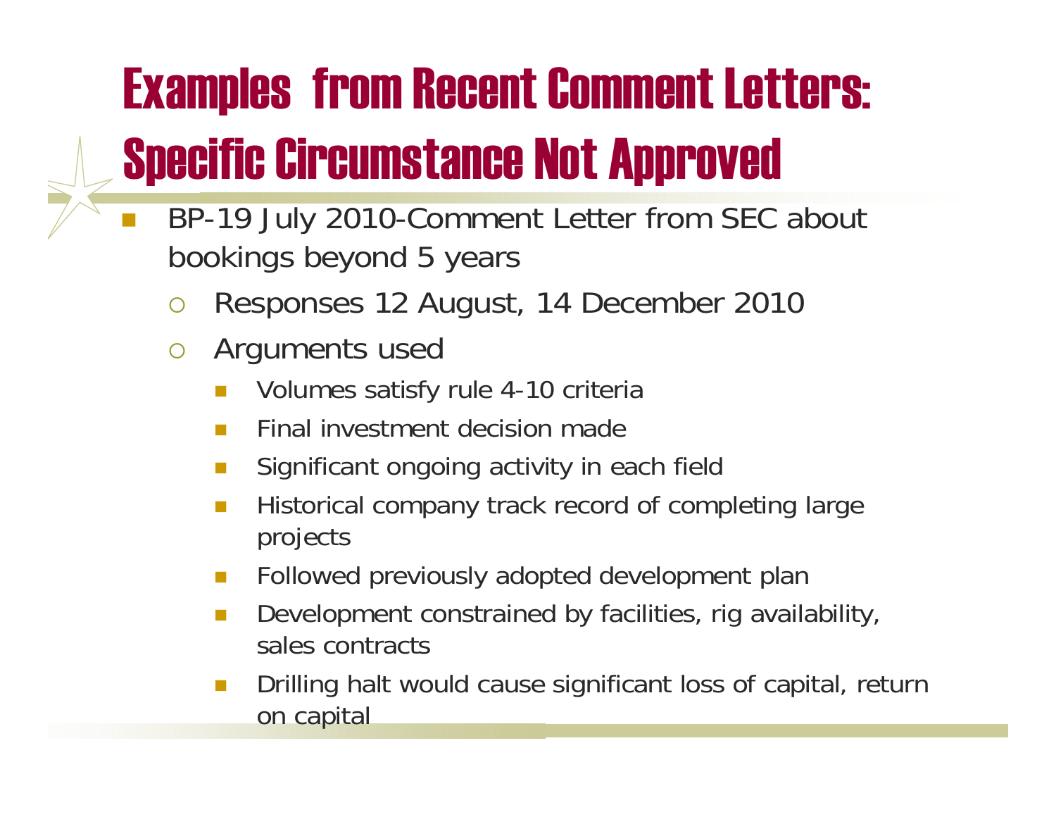# Examples from Recent Comment Letters: Specific Circumstance Not Approved

- BP-19 July 2010-Comment Letter from SEC about bookings beyond 5 years
  - Responses 12 August, 14 December 2010
  - Arguments used
    - Volumes satisfy rule 4-10 criteria
    - Final investment decision made
    - Significant ongoing activity in each field
    - Historical company track record of completing large projects
    - Followed previously adopted development plan
    - Development constrained by facilities, rig availability, sales contracts
    - Drilling halt would cause significant loss of capital, return on capital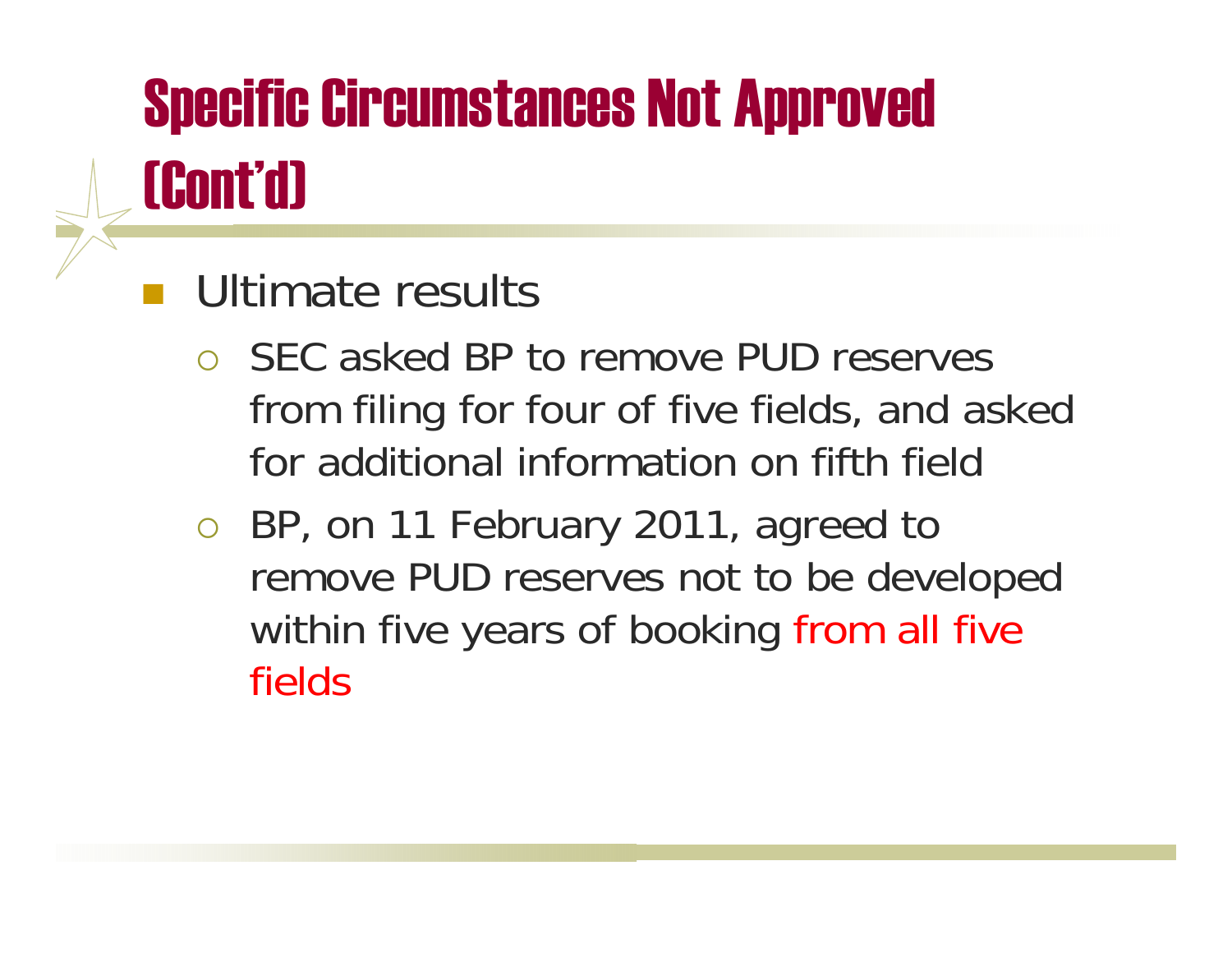# Specific Circumstances Not Approved (Cont'd)

- Ultimate results
  - SEC asked BP to remove PUD reserves from filing for four of five fields, and asked for additional information on fifth field
  - BP, on 11 February 2011, agreed to remove PUD reserves not to be developed within five years of booking from all five fields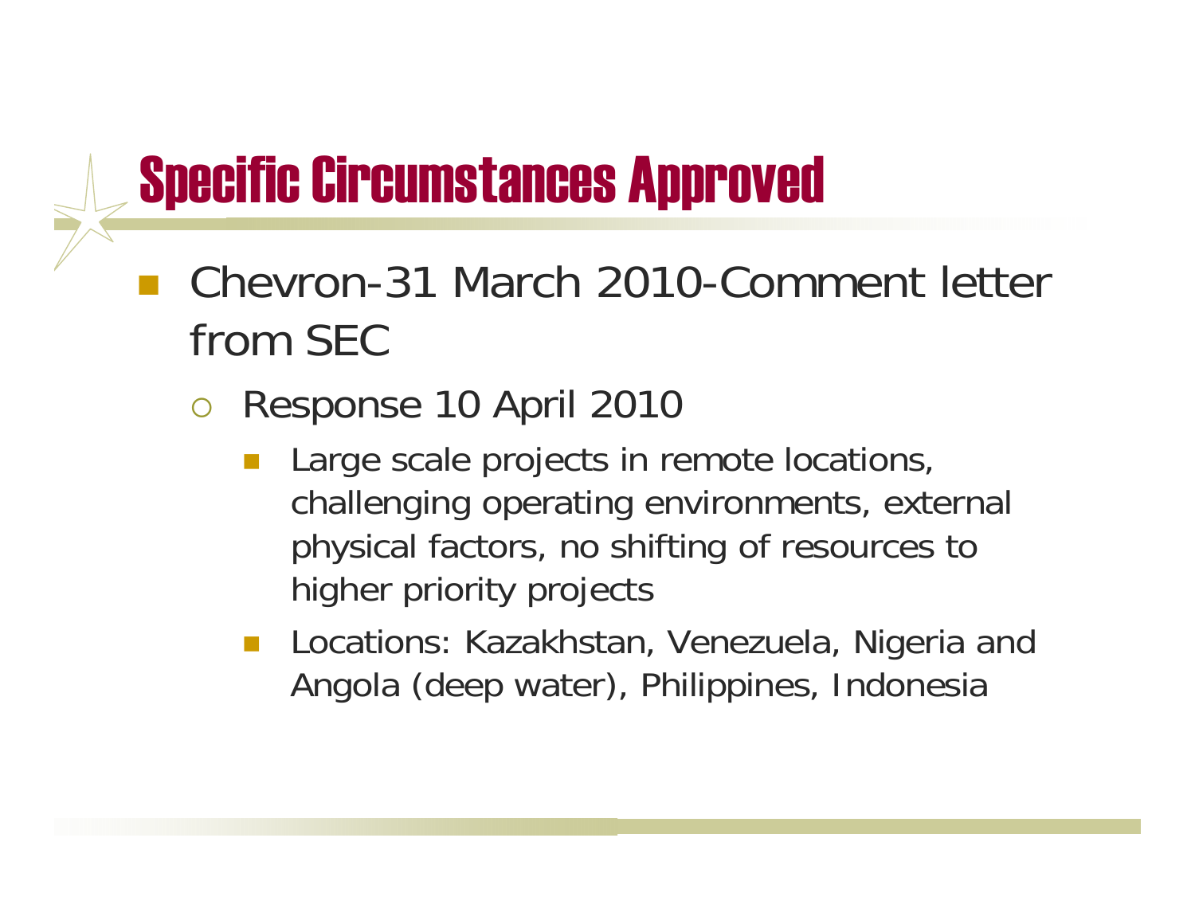# Specific Circumstances Approved

- Chevron-31 March 2010-Comment letter from SEC
  - Response 10 April 2010
    - Large scale projects in remote locations, challenging operating environments, external physical factors, no shifting of resources to higher priority projects
    - Locations: Kazakhstan, Venezuela, Nigeria and Angola (deep water), Philippines, Indonesia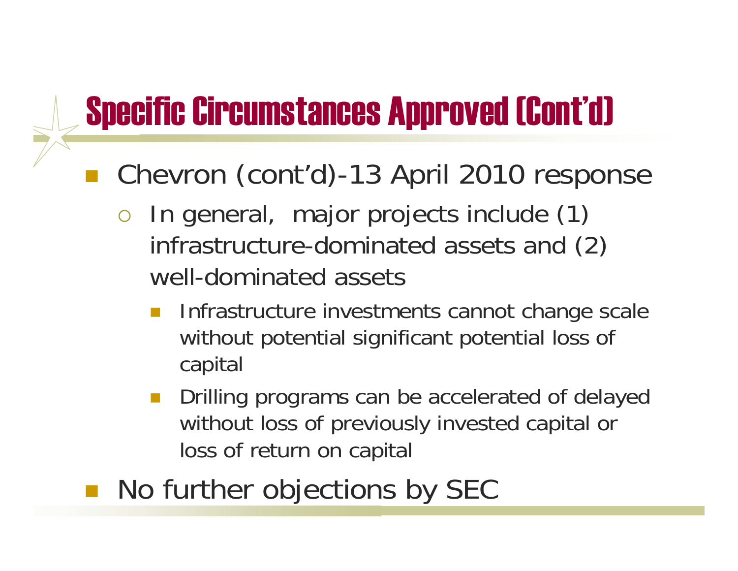# Specific Circumstances Approved (Cont'd)

- Chevron (cont'd)-13 April 2010 response
  - In general, major projects include (1) infrastructure-dominated assets and (2) well-dominated assets
    - Infrastructure investments cannot change scale without potential significant potential loss of capital
    - Drilling programs can be accelerated of delayed without loss of previously invested capital or loss of return on capital
- No further objections by SEC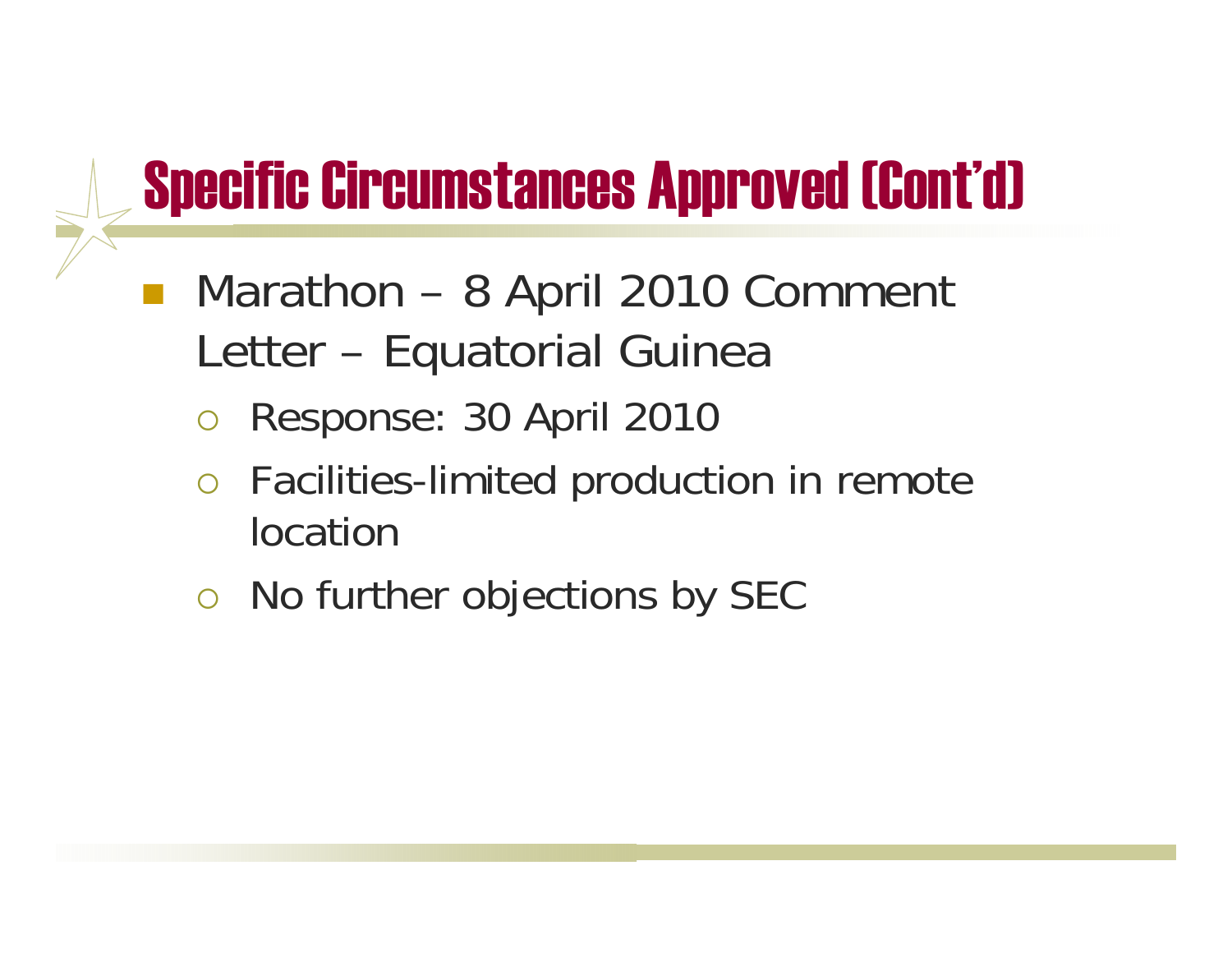# Specific Circumstances Approved (Cont'd)

- Marathon – 8 April 2010 Comment Letter – Equatorial Guinea
  - Response: 30 April 2010
  - Facilities-limited production in remote location
  - No further objections by SEC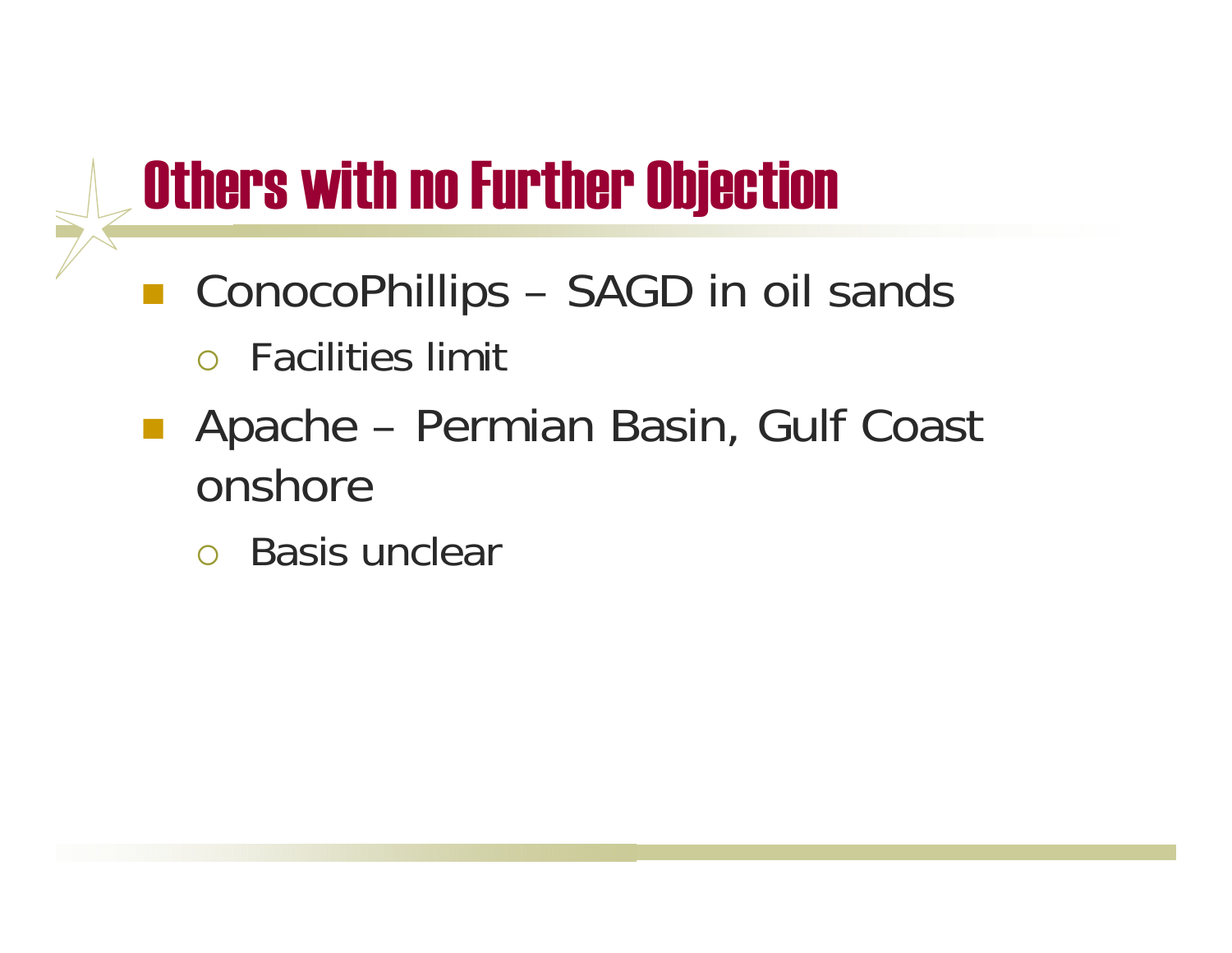# Others with no Further Objection

- ConocoPhillips – SAGD in oil sands
  - Facilities limit
- Apache – Permian Basin, Gulf Coast onshore
  - Basis unclear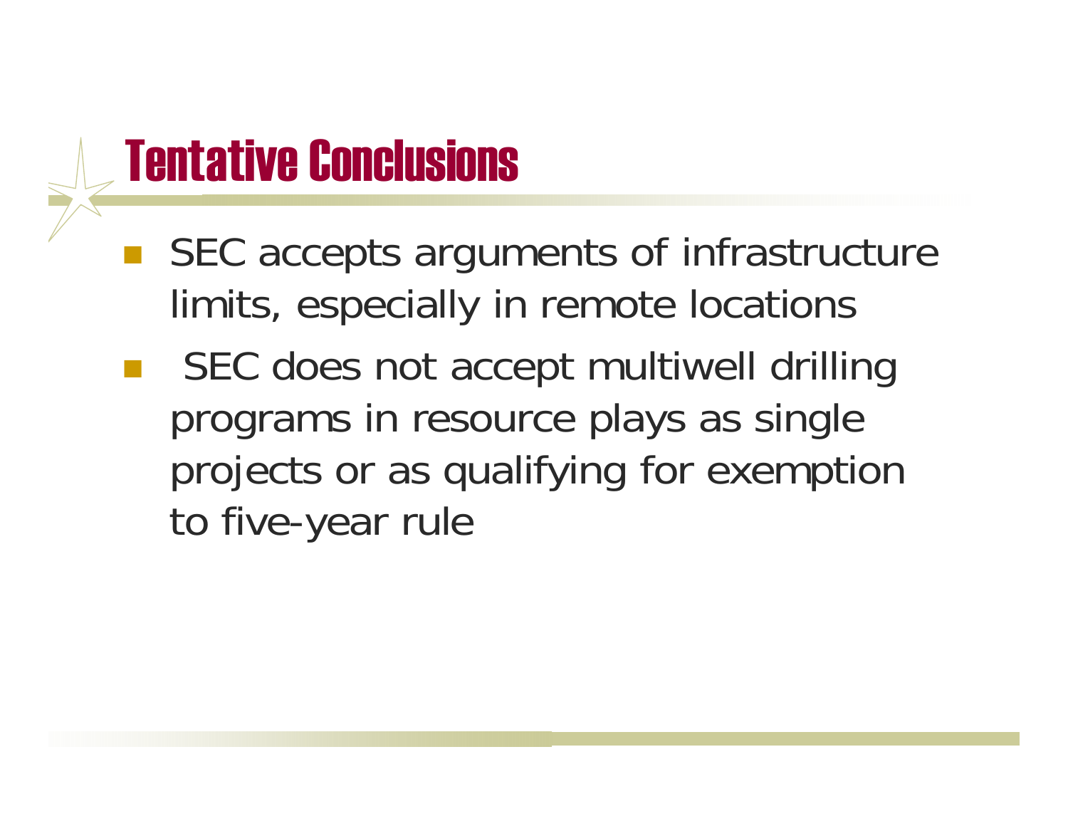# Tentative Conclusions

- SEC accepts arguments of infrastructure limits, especially in remote locations
- SEC does not accept multiwell drilling programs in resource plays as single projects or as qualifying for exemption to five-year rule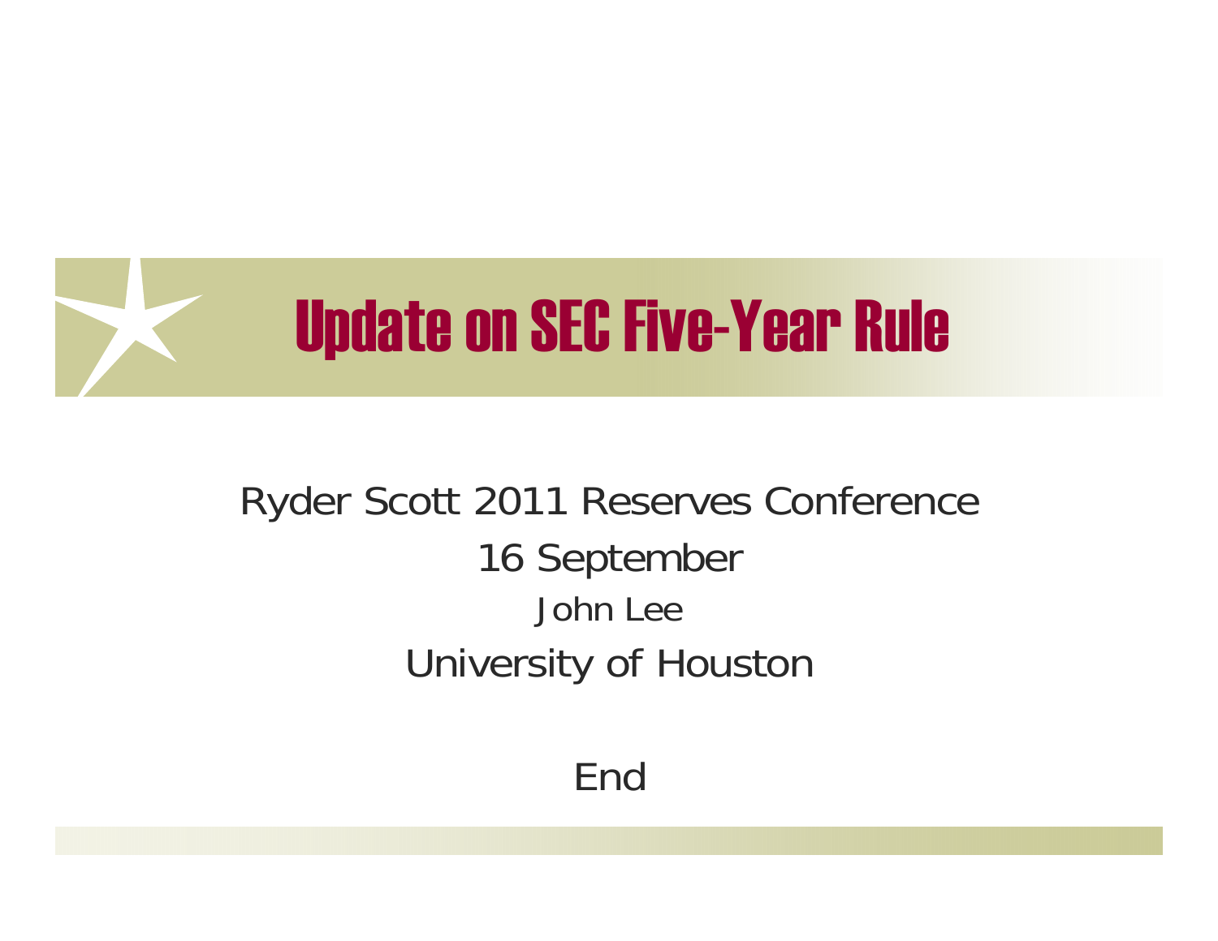# Update on SEC Five-Year Rule

Ryder Scott 2011 Reserves Conference

16 September

John Lee

University of Houston

End